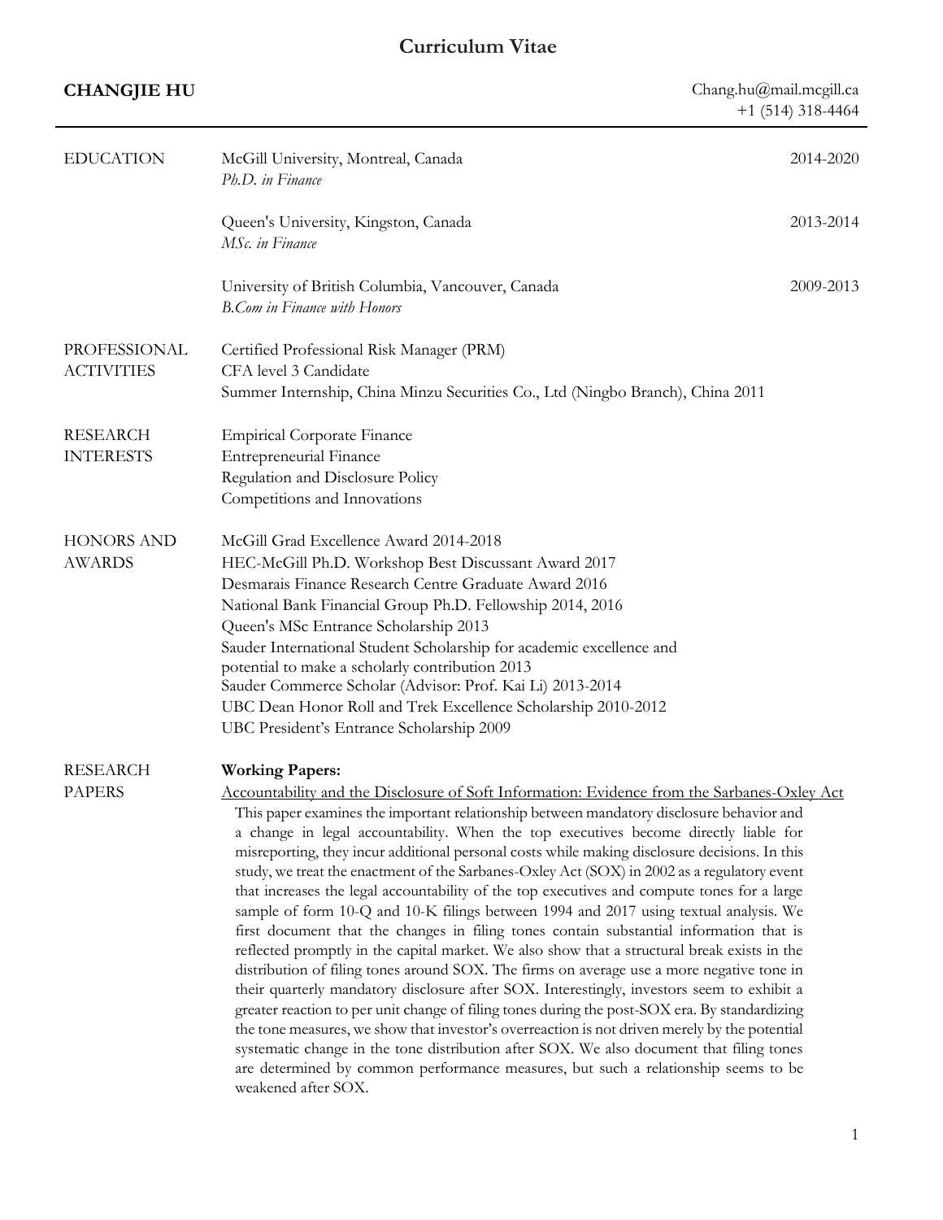# Curriculum Vitae

**CHANGJIE HU**

Chang.hu@mail.mcgill.ca
+1 (514) 318-4464

---

## EDUCATION

McGill University, Montreal, Canada — 2014-2020
*Ph.D. in Finance*

Queen's University, Kingston, Canada — 2013-2014
*MSc. in Finance*

University of British Columbia, Vancouver, Canada — 2009-2013
*B.Com in Finance with Honors*

## PROFESSIONAL ACTIVITIES

Certified Professional Risk Manager (PRM)
CFA level 3 Candidate
Summer Internship, China Minzu Securities Co., Ltd (Ningbo Branch), China 2011

## RESEARCH INTERESTS

Empirical Corporate Finance
Entrepreneurial Finance
Regulation and Disclosure Policy
Competitions and Innovations

## HONORS AND AWARDS

McGill Grad Excellence Award 2014-2018
HEC-McGill Ph.D. Workshop Best Discussant Award 2017
Desmarais Finance Research Centre Graduate Award 2016
National Bank Financial Group Ph.D. Fellowship 2014, 2016
Queen's MSc Entrance Scholarship 2013
Sauder International Student Scholarship for academic excellence and potential to make a scholarly contribution 2013
Sauder Commerce Scholar (Advisor: Prof. Kai Li) 2013-2014
UBC Dean Honor Roll and Trek Excellence Scholarship 2010-2012
UBC President's Entrance Scholarship 2009

## RESEARCH PAPERS

**Working Papers:**

<u>Accountability and the Disclosure of Soft Information: Evidence from the Sarbanes-Oxley Act</u>

This paper examines the important relationship between mandatory disclosure behavior and a change in legal accountability. When the top executives become directly liable for misreporting, they incur additional personal costs while making disclosure decisions. In this study, we treat the enactment of the Sarbanes-Oxley Act (SOX) in 2002 as a regulatory event that increases the legal accountability of the top executives and compute tones for a large sample of form 10-Q and 10-K filings between 1994 and 2017 using textual analysis. We first document that the changes in filing tones contain substantial information that is reflected promptly in the capital market. We also show that a structural break exists in the distribution of filing tones around SOX. The firms on average use a more negative tone in their quarterly mandatory disclosure after SOX. Interestingly, investors seem to exhibit a greater reaction to per unit change of filing tones during the post-SOX era. By standardizing the tone measures, we show that investor's overreaction is not driven merely by the potential systematic change in the tone distribution after SOX. We also document that filing tones are determined by common performance measures, but such a relationship seems to be weakened after SOX.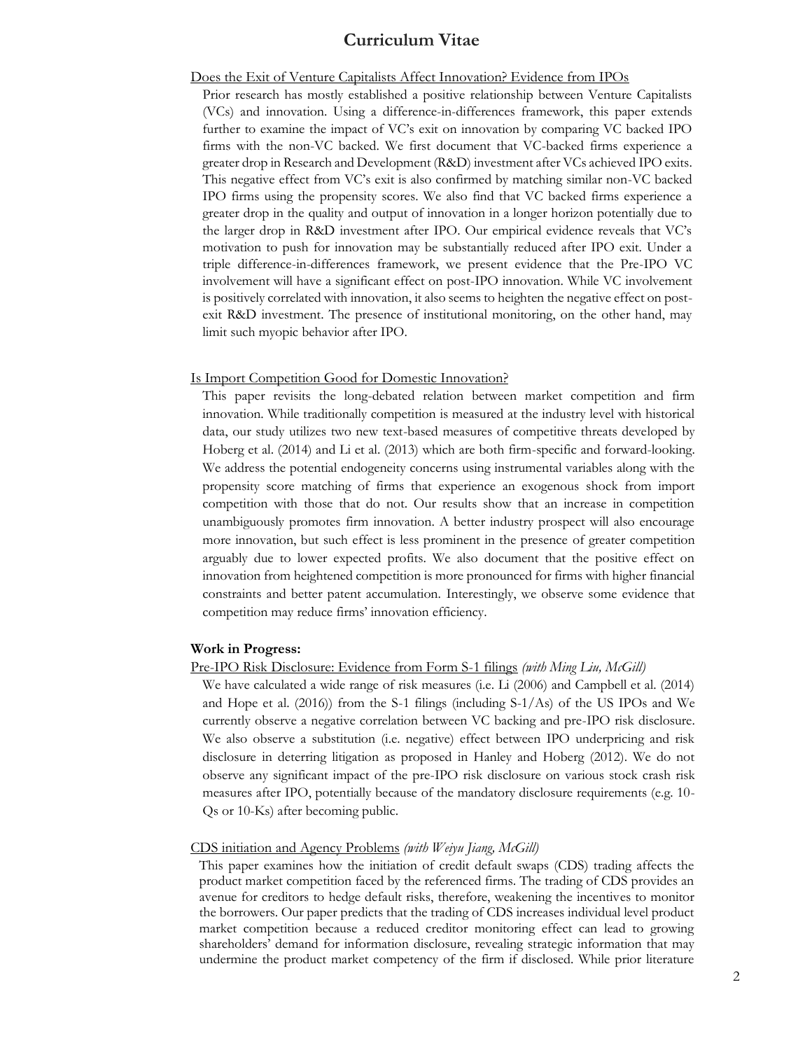Does the Exit of Venture Capitalists Affect Innovation? Evidence from IPOs

Prior research has mostly established a positive relationship between Venture Capitalists (VCs) and innovation. Using a difference-in-differences framework, this paper extends further to examine the impact of VC's exit on innovation by comparing VC backed IPO firms with the non-VC backed. We first document that VC-backed firms experience a greater drop in Research and Development (R&D) investment after VCs achieved IPO exits. This negative effect from VC's exit is also confirmed by matching similar non-VC backed IPO firms using the propensity scores. We also find that VC backed firms experience a greater drop in the quality and output of innovation in a longer horizon potentially due to the larger drop in R&D investment after IPO. Our empirical evidence reveals that VC's motivation to push for innovation may be substantially reduced after IPO exit. Under a triple difference-in-differences framework, we present evidence that the Pre-IPO VC involvement will have a significant effect on post-IPO innovation. While VC involvement is positively correlated with innovation, it also seems to heighten the negative effect on post-exit R&D investment. The presence of institutional monitoring, on the other hand, may limit such myopic behavior after IPO.

Is Import Competition Good for Domestic Innovation?

This paper revisits the long-debated relation between market competition and firm innovation. While traditionally competition is measured at the industry level with historical data, our study utilizes two new text-based measures of competitive threats developed by Hoberg et al. (2014) and Li et al. (2013) which are both firm-specific and forward-looking. We address the potential endogeneity concerns using instrumental variables along with the propensity score matching of firms that experience an exogenous shock from import competition with those that do not. Our results show that an increase in competition unambiguously promotes firm innovation. A better industry prospect will also encourage more innovation, but such effect is less prominent in the presence of greater competition arguably due to lower expected profits. We also document that the positive effect on innovation from heightened competition is more pronounced for firms with higher financial constraints and better patent accumulation. Interestingly, we observe some evidence that competition may reduce firms' innovation efficiency.

**Work in Progress:**

Pre-IPO Risk Disclosure: Evidence from Form S-1 filings *(with Ming Liu, McGill)*

We have calculated a wide range of risk measures (i.e. Li (2006) and Campbell et al. (2014) and Hope et al. (2016)) from the S-1 filings (including S-1/As) of the US IPOs and We currently observe a negative correlation between VC backing and pre-IPO risk disclosure. We also observe a substitution (i.e. negative) effect between IPO underpricing and risk disclosure in deterring litigation as proposed in Hanley and Hoberg (2012). We do not observe any significant impact of the pre-IPO risk disclosure on various stock crash risk measures after IPO, potentially because of the mandatory disclosure requirements (e.g. 10-Qs or 10-Ks) after becoming public.

CDS initiation and Agency Problems *(with Weiyu Jiang, McGill)*

This paper examines how the initiation of credit default swaps (CDS) trading affects the product market competition faced by the referenced firms. The trading of CDS provides an avenue for creditors to hedge default risks, therefore, weakening the incentives to monitor the borrowers. Our paper predicts that the trading of CDS increases individual level product market competition because a reduced creditor monitoring effect can lead to growing shareholders' demand for information disclosure, revealing strategic information that may undermine the product market competency of the firm if disclosed. While prior literature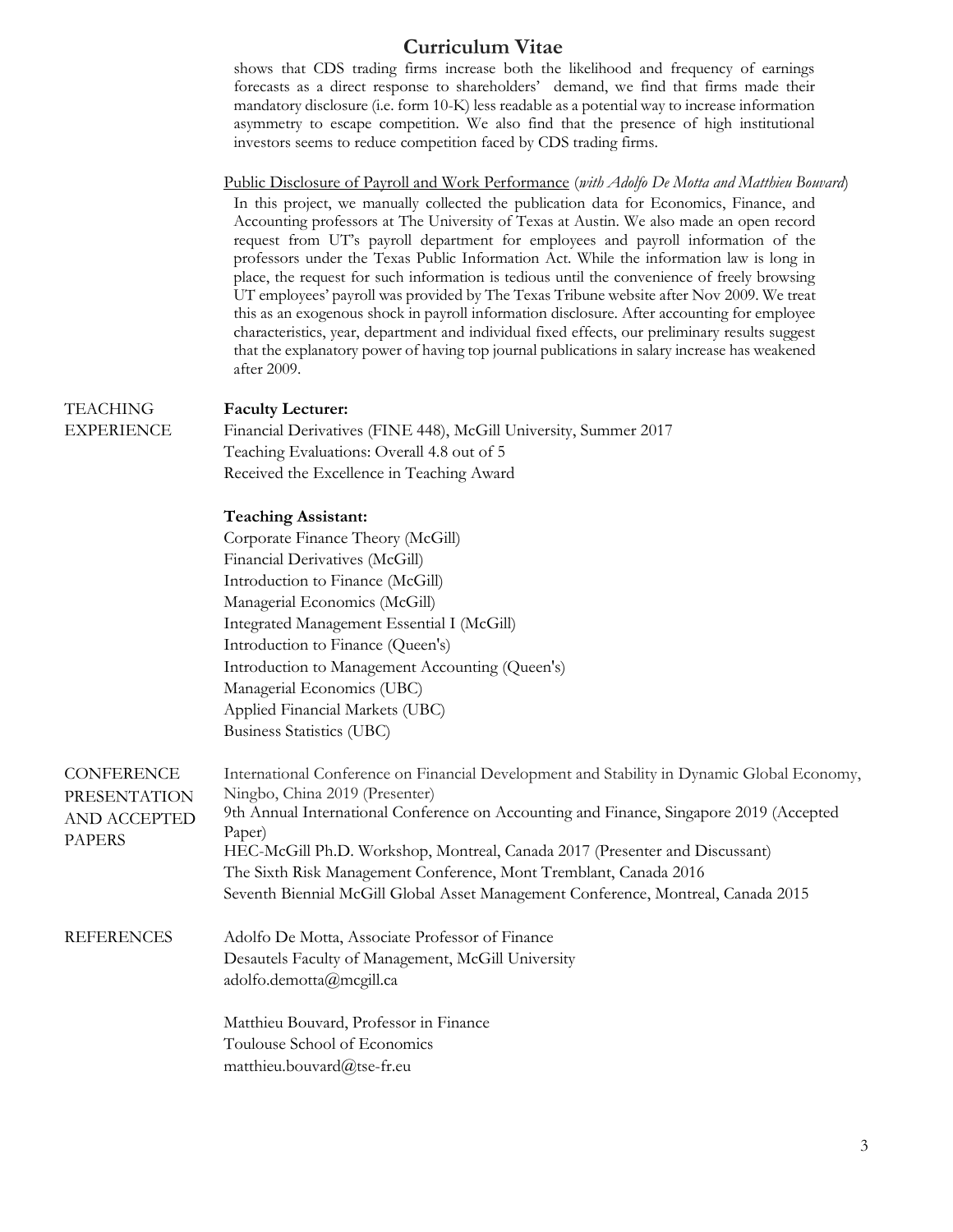shows that CDS trading firms increase both the likelihood and frequency of earnings forecasts as a direct response to shareholders' demand, we find that firms made their mandatory disclosure (i.e. form 10-K) less readable as a potential way to increase information asymmetry to escape competition. We also find that the presence of high institutional investors seems to reduce competition faced by CDS trading firms.

<u>Public Disclosure of Payroll and Work Performance</u> (*with Adolfo De Motta and Matthieu Bouvard*)

In this project, we manually collected the publication data for Economics, Finance, and Accounting professors at The University of Texas at Austin. We also made an open record request from UT's payroll department for employees and payroll information of the professors under the Texas Public Information Act. While the information law is long in place, the request for such information is tedious until the convenience of freely browsing UT employees' payroll was provided by The Texas Tribune website after Nov 2009. We treat this as an exogenous shock in payroll information disclosure. After accounting for employee characteristics, year, department and individual fixed effects, our preliminary results suggest that the explanatory power of having top journal publications in salary increase has weakened after 2009.

## TEACHING EXPERIENCE

**Faculty Lecturer:**

Financial Derivatives (FINE 448), McGill University, Summer 2017
Teaching Evaluations: Overall 4.8 out of 5
Received the Excellence in Teaching Award

**Teaching Assistant:**

Corporate Finance Theory (McGill)
Financial Derivatives (McGill)
Introduction to Finance (McGill)
Managerial Economics (McGill)
Integrated Management Essential I (McGill)
Introduction to Finance (Queen's)
Introduction to Management Accounting (Queen's)
Managerial Economics (UBC)
Applied Financial Markets (UBC)
Business Statistics (UBC)

## CONFERENCE PRESENTATION AND ACCEPTED PAPERS

International Conference on Financial Development and Stability in Dynamic Global Economy, Ningbo, China 2019 (Presenter)
9th Annual International Conference on Accounting and Finance, Singapore 2019 (Accepted Paper)
HEC-McGill Ph.D. Workshop, Montreal, Canada 2017 (Presenter and Discussant)
The Sixth Risk Management Conference, Mont Tremblant, Canada 2016
Seventh Biennial McGill Global Asset Management Conference, Montreal, Canada 2015

## REFERENCES

Adolfo De Motta, Associate Professor of Finance
Desautels Faculty of Management, McGill University
adolfo.demotta@mcgill.ca

Matthieu Bouvard, Professor in Finance
Toulouse School of Economics
matthieu.bouvard@tse-fr.eu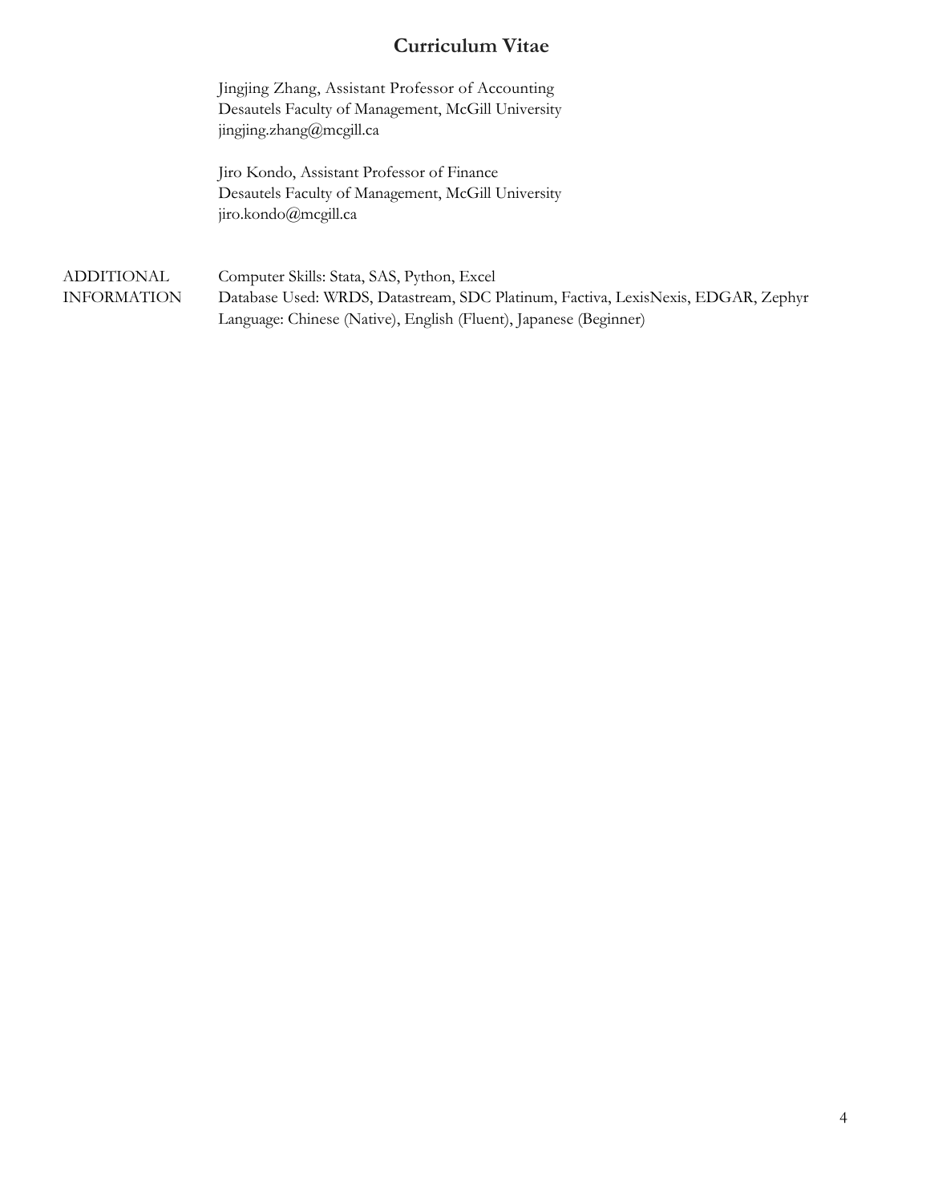Jingjing Zhang, Assistant Professor of Accounting
Desautels Faculty of Management, McGill University
jingjing.zhang@mcgill.ca

Jiro Kondo, Assistant Professor of Finance
Desautels Faculty of Management, McGill University
jiro.kondo@mcgill.ca

**ADDITIONAL INFORMATION**

Computer Skills: Stata, SAS, Python, Excel
Database Used: WRDS, Datastream, SDC Platinum, Factiva, LexisNexis, EDGAR, Zephyr
Language: Chinese (Native), English (Fluent), Japanese (Beginner)